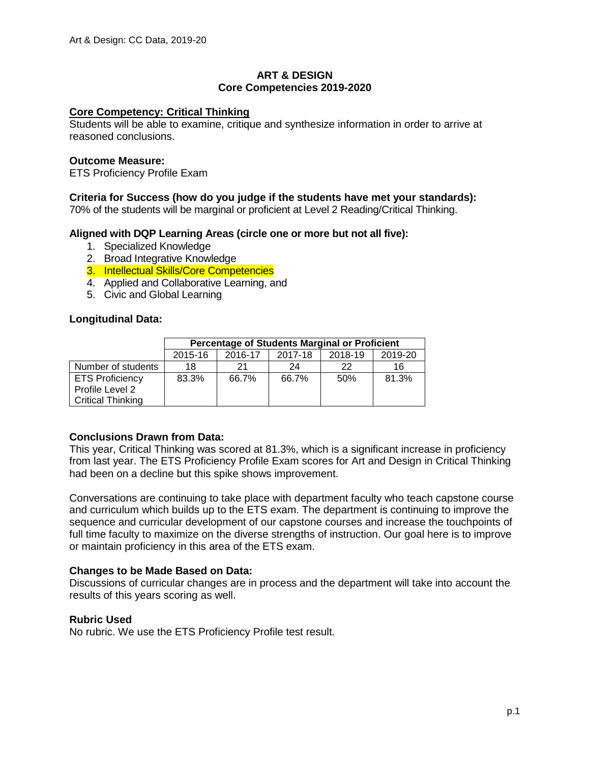# ART & DESIGN
## Core Competencies 2019-2020

### Core Competency: Critical Thinking

Students will be able to examine, critique and synthesize information in order to arrive at reasoned conclusions.

**Outcome Measure:**

ETS Proficiency Profile Exam

**Criteria for Success (how do you judge if the students have met your standards):**

70% of the students will be marginal or proficient at Level 2 Reading/Critical Thinking.

**Aligned with DQP Learning Areas (circle one or more but not all five):**

1. Specialized Knowledge
2. Broad Integrative Knowledge
3. Intellectual Skills/Core Competencies
4. Applied and Collaborative Learning, and
5. Civic and Global Learning

**Longitudinal Data:**

| | Percentage of Students Marginal or Proficient | | | | |
|---|---|---|---|---|---|
| | 2015-16 | 2016-17 | 2017-18 | 2018-19 | 2019-20 |
| Number of students | 18 | 21 | 24 | 22 | 16 |
| ETS Proficiency Profile Level 2 Critical Thinking | 83.3% | 66.7% | 66.7% | 50% | 81.3% |

**Conclusions Drawn from Data:**

This year, Critical Thinking was scored at 81.3%, which is a significant increase in proficiency from last year. The ETS Proficiency Profile Exam scores for Art and Design in Critical Thinking had been on a decline but this spike shows improvement.

Conversations are continuing to take place with department faculty who teach capstone course and curriculum which builds up to the ETS exam. The department is continuing to improve the sequence and curricular development of our capstone courses and increase the touchpoints of full time faculty to maximize on the diverse strengths of instruction. Our goal here is to improve or maintain proficiency in this area of the ETS exam.

**Changes to be Made Based on Data:**

Discussions of curricular changes are in process and the department will take into account the results of this years scoring as well.

**Rubric Used**

No rubric. We use the ETS Proficiency Profile test result.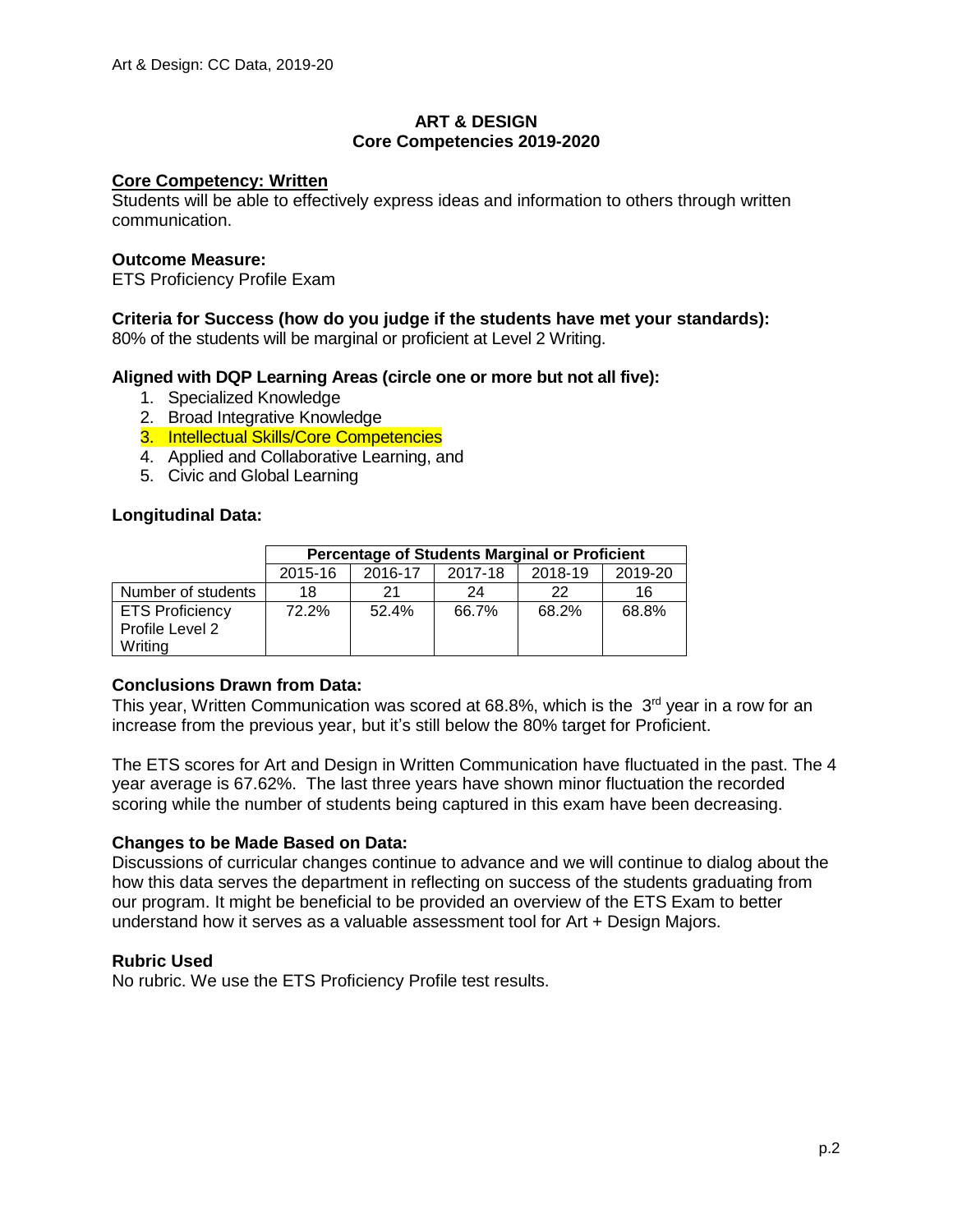**ART & DESIGN**
**Core Competencies 2019-2020**

**Core Competency: Written**
Students will be able to effectively express ideas and information to others through written communication.

**Outcome Measure:**
ETS Proficiency Profile Exam

**Criteria for Success (how do you judge if the students have met your standards):**
80% of the students will be marginal or proficient at Level 2 Writing.

**Aligned with DQP Learning Areas (circle one or more but not all five):**

1. Specialized Knowledge
2. Broad Integrative Knowledge
3. Intellectual Skills/Core Competencies
4. Applied and Collaborative Learning, and
5. Civic and Global Learning

**Longitudinal Data:**

| | Percentage of Students Marginal or Proficient | | | | |
|---|---|---|---|---|---|
| | 2015-16 | 2016-17 | 2017-18 | 2018-19 | 2019-20 |
| Number of students | 18 | 21 | 24 | 22 | 16 |
| ETS Proficiency Profile Level 2 Writing | 72.2% | 52.4% | 66.7% | 68.2% | 68.8% |

**Conclusions Drawn from Data:**
This year, Written Communication was scored at 68.8%, which is the 3rd year in a row for an increase from the previous year, but it's still below the 80% target for Proficient.

The ETS scores for Art and Design in Written Communication have fluctuated in the past. The 4 year average is 67.62%. The last three years have shown minor fluctuation the recorded scoring while the number of students being captured in this exam have been decreasing.

**Changes to be Made Based on Data:**
Discussions of curricular changes continue to advance and we will continue to dialog about the how this data serves the department in reflecting on success of the students graduating from our program. It might be beneficial to be provided an overview of the ETS Exam to better understand how it serves as a valuable assessment tool for Art + Design Majors.

**Rubric Used**
No rubric. We use the ETS Proficiency Profile test results.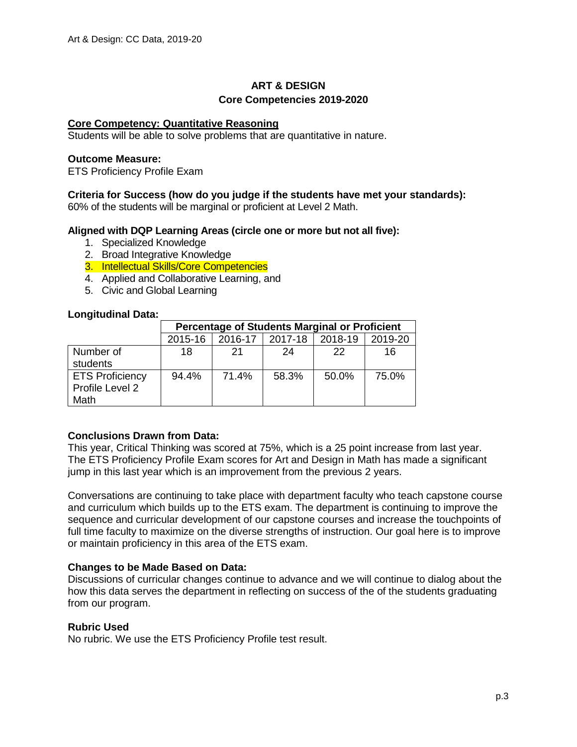# ART & DESIGN

## Core Competencies 2019-2020

**Core Competency: Quantitative Reasoning**

Students will be able to solve problems that are quantitative in nature.

**Outcome Measure:**

ETS Proficiency Profile Exam

**Criteria for Success (how do you judge if the students have met your standards):**

60% of the students will be marginal or proficient at Level 2 Math.

**Aligned with DQP Learning Areas (circle one or more but not all five):**

1. Specialized Knowledge
2. Broad Integrative Knowledge
3. Intellectual Skills/Core Competencies
4. Applied and Collaborative Learning, and
5. Civic and Global Learning

**Longitudinal Data:**

| | Percentage of Students Marginal or Proficient | | | | |
|---|---|---|---|---|---|
| | 2015-16 | 2016-17 | 2017-18 | 2018-19 | 2019-20 |
| Number of students | 18 | 21 | 24 | 22 | 16 |
| ETS Proficiency Profile Level 2 Math | 94.4% | 71.4% | 58.3% | 50.0% | 75.0% |

**Conclusions Drawn from Data:**

This year, Critical Thinking was scored at 75%, which is a 25 point increase from last year. The ETS Proficiency Profile Exam scores for Art and Design in Math has made a significant jump in this last year which is an improvement from the previous 2 years.

Conversations are continuing to take place with department faculty who teach capstone course and curriculum which builds up to the ETS exam. The department is continuing to improve the sequence and curricular development of our capstone courses and increase the touchpoints of full time faculty to maximize on the diverse strengths of instruction. Our goal here is to improve or maintain proficiency in this area of the ETS exam.

**Changes to be Made Based on Data:**

Discussions of curricular changes continue to advance and we will continue to dialog about the how this data serves the department in reflecting on success of the of the students graduating from our program.

**Rubric Used**

No rubric. We use the ETS Proficiency Profile test result.